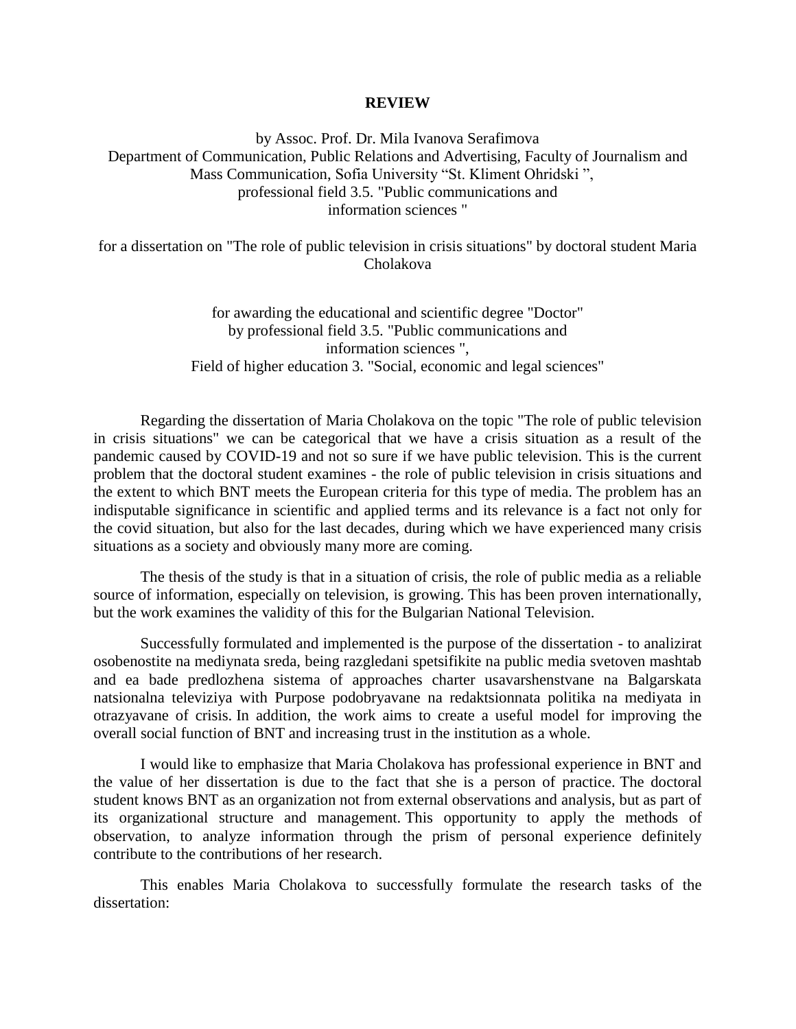**REVIEW**

by Assoc. Prof. Dr. Mila Ivanova Serafimova
Department of Communication, Public Relations and Advertising, Faculty of Journalism and Mass Communication, Sofia University "St. Kliment Ohridski ",
professional field 3.5. "Public communications and information sciences "

for a dissertation on "The role of public television in crisis situations" by doctoral student Maria Cholakova

for awarding the educational and scientific degree "Doctor"
by professional field 3.5. "Public communications and information sciences ",
Field of higher education 3. "Social, economic and legal sciences"

Regarding the dissertation of Maria Cholakova on the topic "The role of public television in crisis situations" we can be categorical that we have a crisis situation as a result of the pandemic caused by COVID-19 and not so sure if we have public television. This is the current problem that the doctoral student examines - the role of public television in crisis situations and the extent to which BNT meets the European criteria for this type of media. The problem has an indisputable significance in scientific and applied terms and its relevance is a fact not only for the covid situation, but also for the last decades, during which we have experienced many crisis situations as a society and obviously many more are coming.

The thesis of the study is that in a situation of crisis, the role of public media as a reliable source of information, especially on television, is growing. This has been proven internationally, but the work examines the validity of this for the Bulgarian National Television.

Successfully formulated and implemented is the purpose of the dissertation - to analizirat osobenostite na mediynata sreda, being razgledani spetsifikite na public media svetoven mashtab and ea bade predlozhena sistema of approaches charter usavarshenstvane na Balgarskata natsionalna televiziya with Purpose podobryavane na redaktsionnata politika na mediyata in otrazyavane of crisis. In addition, the work aims to create a useful model for improving the overall social function of BNT and increasing trust in the institution as a whole.

I would like to emphasize that Maria Cholakova has professional experience in BNT and the value of her dissertation is due to the fact that she is a person of practice. The doctoral student knows BNT as an organization not from external observations and analysis, but as part of its organizational structure and management. This opportunity to apply the methods of observation, to analyze information through the prism of personal experience definitely contribute to the contributions of her research.

This enables Maria Cholakova to successfully formulate the research tasks of the dissertation: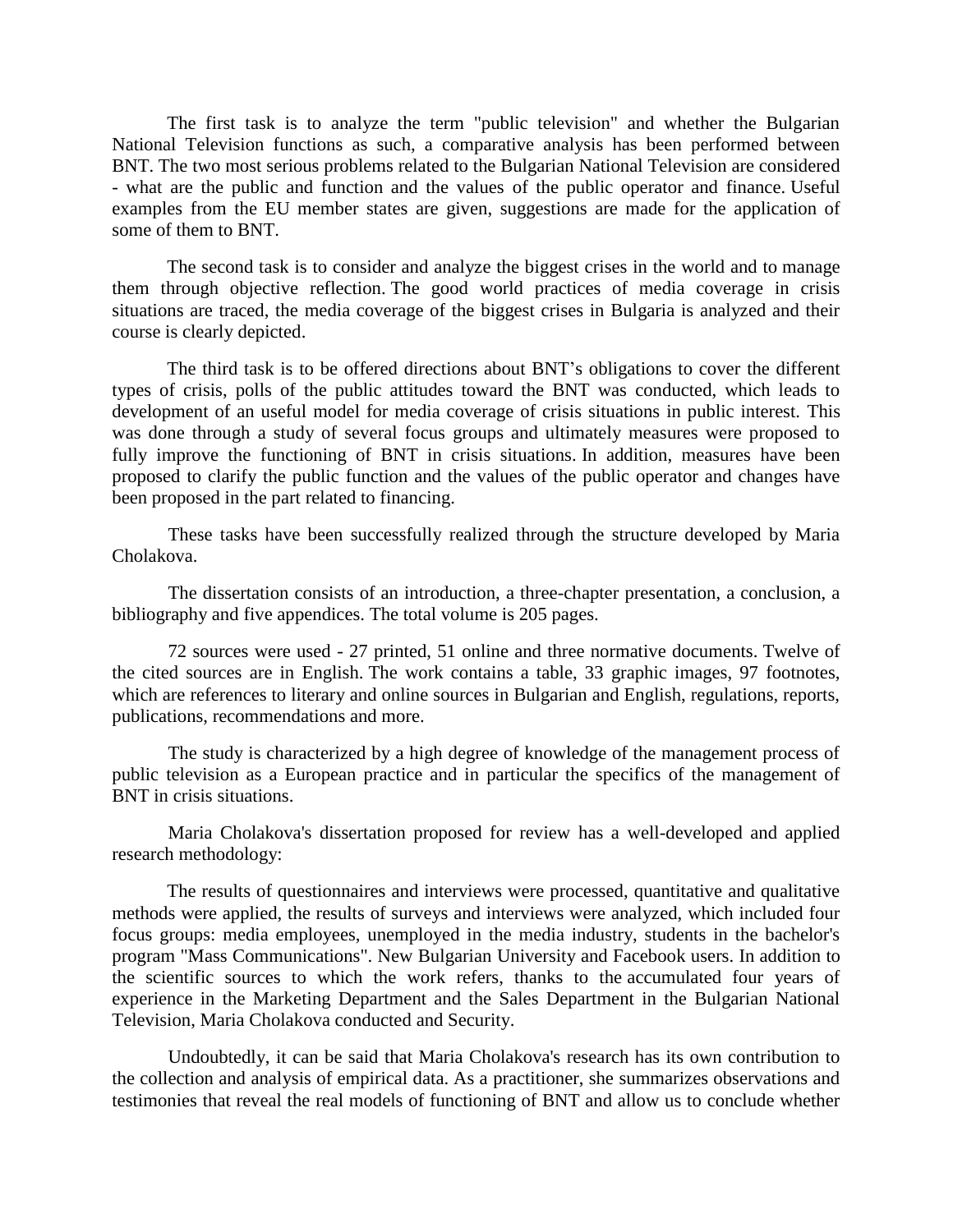The first task is to analyze the term "public television" and whether the Bulgarian National Television functions as such, a comparative analysis has been performed between BNT. The two most serious problems related to the Bulgarian National Television are considered - what are the public and function and the values of the public operator and finance. Useful examples from the EU member states are given, suggestions are made for the application of some of them to BNT.

The second task is to consider and analyze the biggest crises in the world and to manage them through objective reflection. The good world practices of media coverage in crisis situations are traced, the media coverage of the biggest crises in Bulgaria is analyzed and their course is clearly depicted.

The third task is to be offered directions about BNT's obligations to cover the different types of crisis, polls of the public attitudes toward the BNT was conducted, which leads to development of an useful model for media coverage of crisis situations in public interest. This was done through a study of several focus groups and ultimately measures were proposed to fully improve the functioning of BNT in crisis situations. In addition, measures have been proposed to clarify the public function and the values of the public operator and changes have been proposed in the part related to financing.

These tasks have been successfully realized through the structure developed by Maria Cholakova.

The dissertation consists of an introduction, a three-chapter presentation, a conclusion, a bibliography and five appendices. The total volume is 205 pages.

72 sources were used - 27 printed, 51 online and three normative documents. Twelve of the cited sources are in English. The work contains a table, 33 graphic images, 97 footnotes, which are references to literary and online sources in Bulgarian and English, regulations, reports, publications, recommendations and more.

The study is characterized by a high degree of knowledge of the management process of public television as a European practice and in particular the specifics of the management of BNT in crisis situations.

Maria Cholakova's dissertation proposed for review has a well-developed and applied research methodology:

The results of questionnaires and interviews were processed, quantitative and qualitative methods were applied, the results of surveys and interviews were analyzed, which included four focus groups: media employees, unemployed in the media industry, students in the bachelor's program "Mass Communications". New Bulgarian University and Facebook users. In addition to the scientific sources to which the work refers, thanks to the accumulated four years of experience in the Marketing Department and the Sales Department in the Bulgarian National Television, Maria Cholakova conducted and Security.

Undoubtedly, it can be said that Maria Cholakova's research has its own contribution to the collection and analysis of empirical data. As a practitioner, she summarizes observations and testimonies that reveal the real models of functioning of BNT and allow us to conclude whether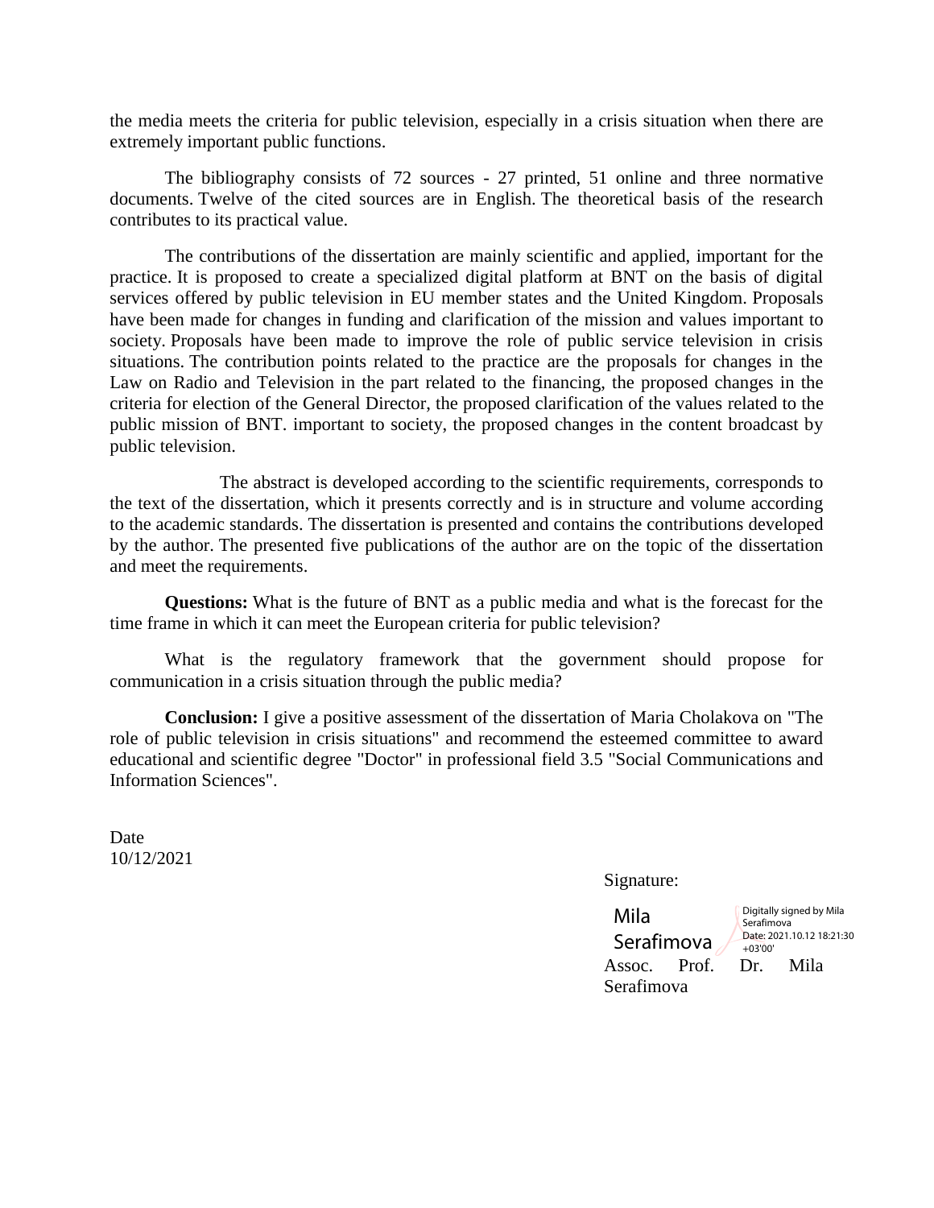the media meets the criteria for public television, especially in a crisis situation when there are extremely important public functions.

The bibliography consists of 72 sources - 27 printed, 51 online and three normative documents. Twelve of the cited sources are in English. The theoretical basis of the research contributes to its practical value.

The contributions of the dissertation are mainly scientific and applied, important for the practice. It is proposed to create a specialized digital platform at BNT on the basis of digital services offered by public television in EU member states and the United Kingdom. Proposals have been made for changes in funding and clarification of the mission and values important to society. Proposals have been made to improve the role of public service television in crisis situations. The contribution points related to the practice are the proposals for changes in the Law on Radio and Television in the part related to the financing, the proposed changes in the criteria for election of the General Director, the proposed clarification of the values related to the public mission of BNT. important to society, the proposed changes in the content broadcast by public television.

The abstract is developed according to the scientific requirements, corresponds to the text of the dissertation, which it presents correctly and is in structure and volume according to the academic standards. The dissertation is presented and contains the contributions developed by the author. The presented five publications of the author are on the topic of the dissertation and meet the requirements.

**Questions:** What is the future of BNT as a public media and what is the forecast for the time frame in which it can meet the European criteria for public television?

What is the regulatory framework that the government should propose for communication in a crisis situation through the public media?

**Conclusion:** I give a positive assessment of the dissertation of Maria Cholakova on "The role of public television in crisis situations" and recommend the esteemed committee to award educational and scientific degree "Doctor" in professional field 3.5 "Social Communications and Information Sciences".

Date
10/12/2021

Signature:

Mila Serafimova

Digitally signed by Mila Serafimova
Date: 2021.10.12 18:21:30 +03'00'

Assoc. Prof. Dr. Mila Serafimova